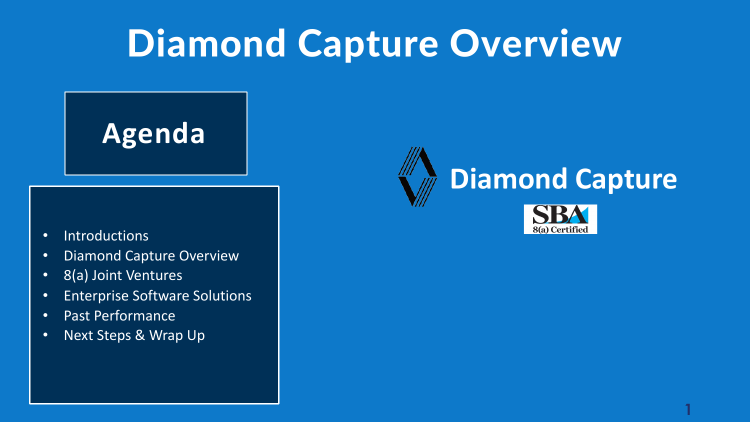# Diamond Capture Overview

## Agenda

- Introductions
- Diamond Capture Overview
- 8(a) Joint Ventures
- Enterprise Software Solutions
- Past Performance
- Next Steps & Wrap Up

**Diamond Capture**

SBA 8(a) Certified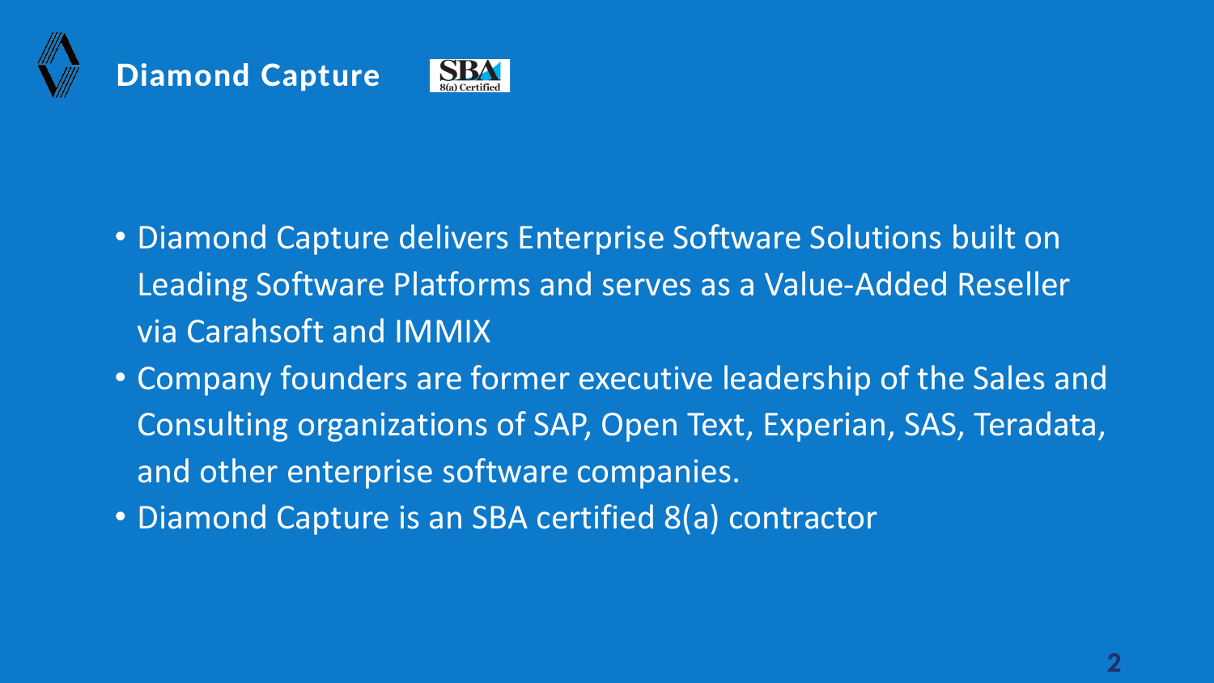## Diamond Capture

- Diamond Capture delivers Enterprise Software Solutions built on Leading Software Platforms and serves as a Value-Added Reseller via Carahsoft and IMMIX
- Company founders are former executive leadership of the Sales and Consulting organizations of SAP, Open Text, Experian, SAS, Teradata, and other enterprise software companies.
- Diamond Capture is an SBA certified 8(a) contractor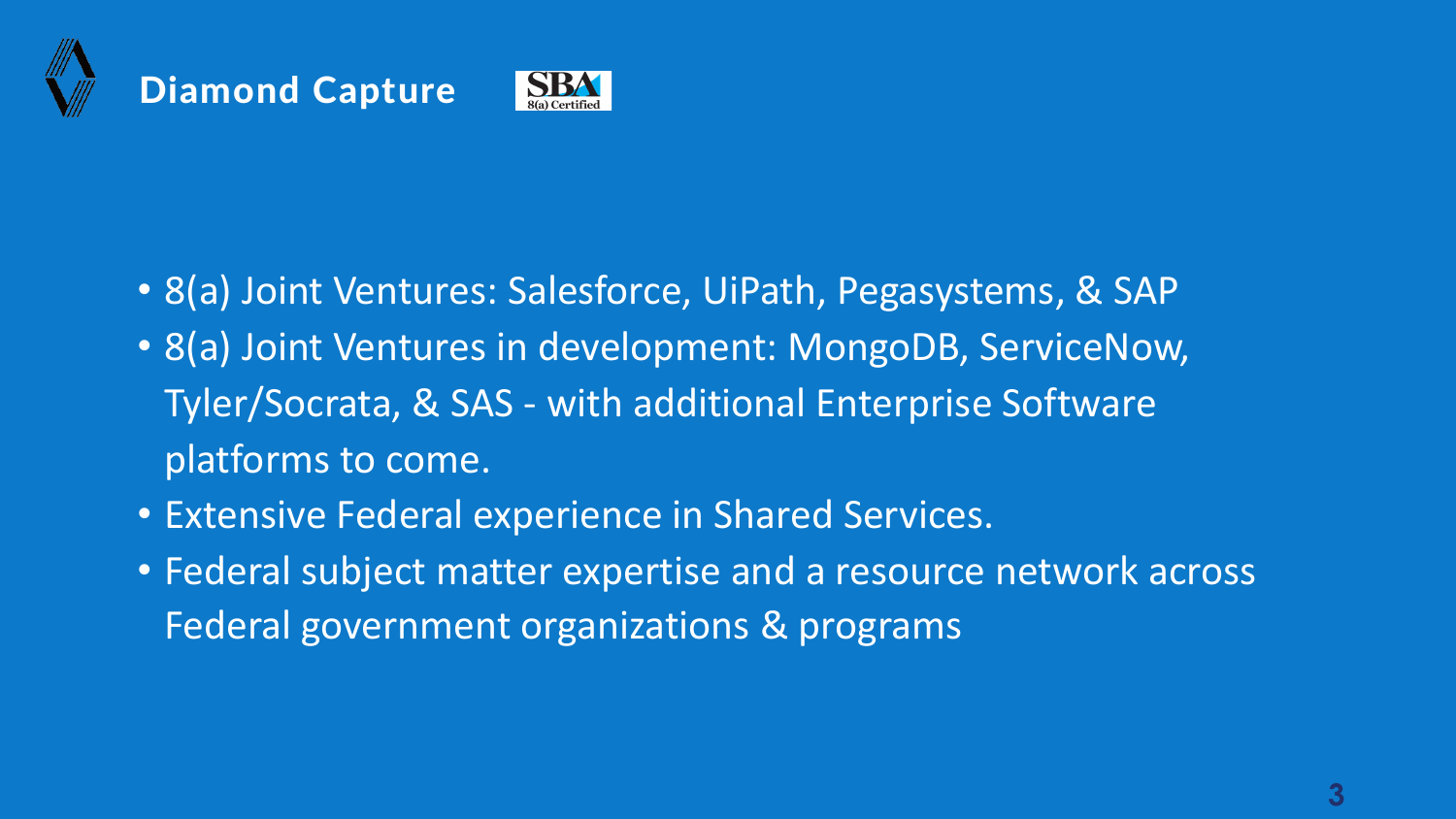## Diamond Capture

SBA 8(a) Certified

- 8(a) Joint Ventures: Salesforce, UiPath, Pegasystems, & SAP
- 8(a) Joint Ventures in development: MongoDB, ServiceNow, Tyler/Socrata, & SAS - with additional Enterprise Software platforms to come.
- Extensive Federal experience in Shared Services.
- Federal subject matter expertise and a resource network across Federal government organizations & programs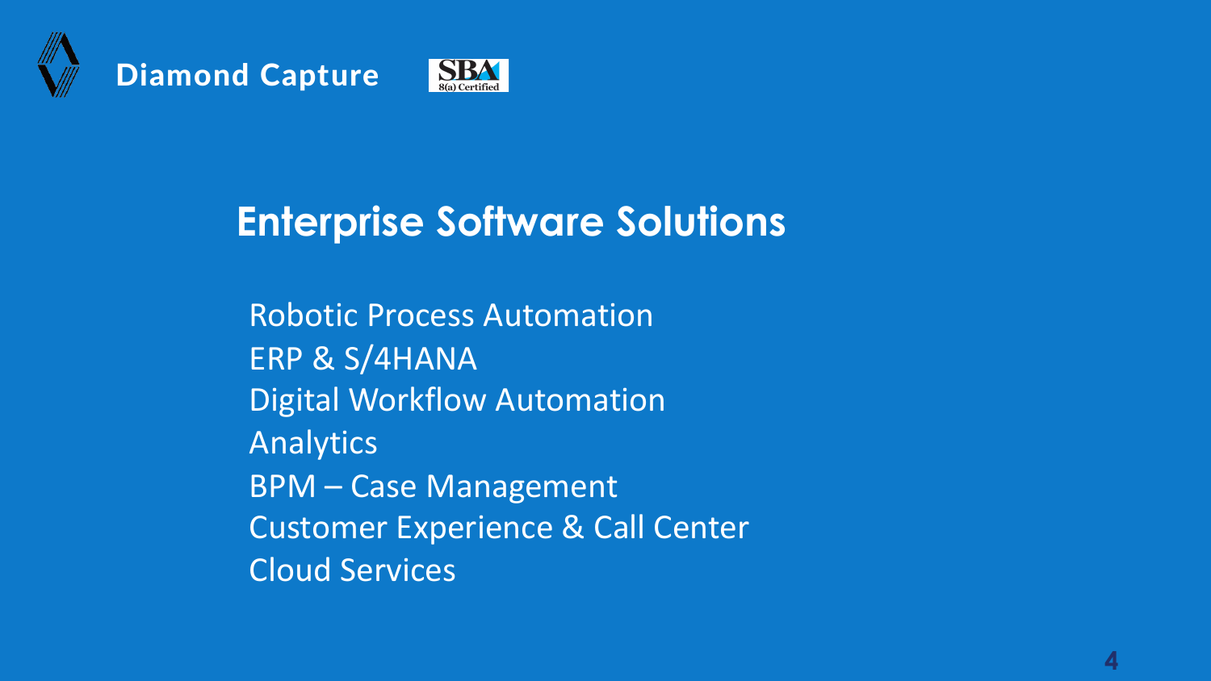Diamond Capture

# Enterprise Software Solutions

Robotic Process Automation
ERP & S/4HANA
Digital Workflow Automation
Analytics
BPM – Case Management
Customer Experience & Call Center
Cloud Services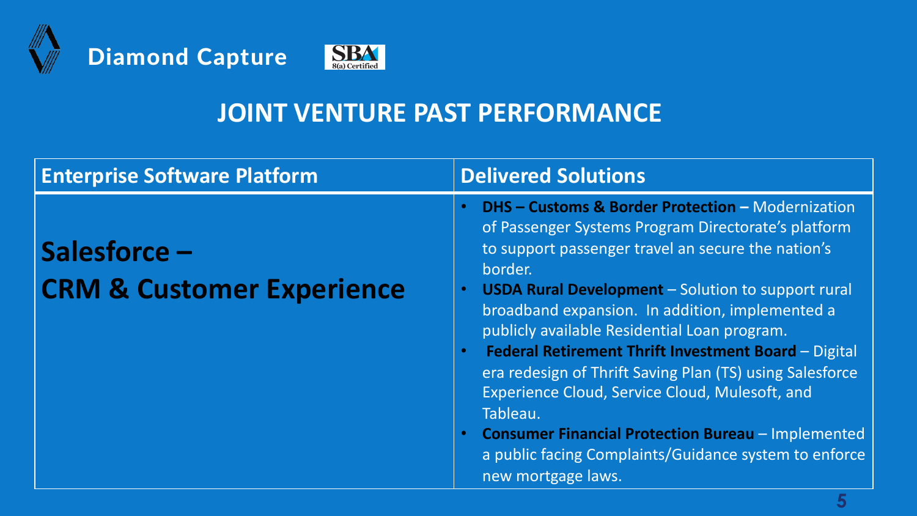Diamond Capture

SBA 8(a) Certified

# JOINT VENTURE PAST PERFORMANCE

| Enterprise Software Platform | Delivered Solutions |
| --- | --- |
| **Salesforce – CRM & Customer Experience** | • **DHS – Customs & Border Protection –** Modernization of Passenger Systems Program Directorate's platform to support passenger travel an secure the nation's border.<br>• **USDA Rural Development** – Solution to support rural broadband expansion. In addition, implemented a publicly available Residential Loan program.<br>• **Federal Retirement Thrift Investment Board** – Digital era redesign of Thrift Saving Plan (TS) using Salesforce Experience Cloud, Service Cloud, Mulesoft, and Tableau.<br>• **Consumer Financial Protection Bureau** – Implemented a public facing Complaints/Guidance system to enforce new mortgage laws. |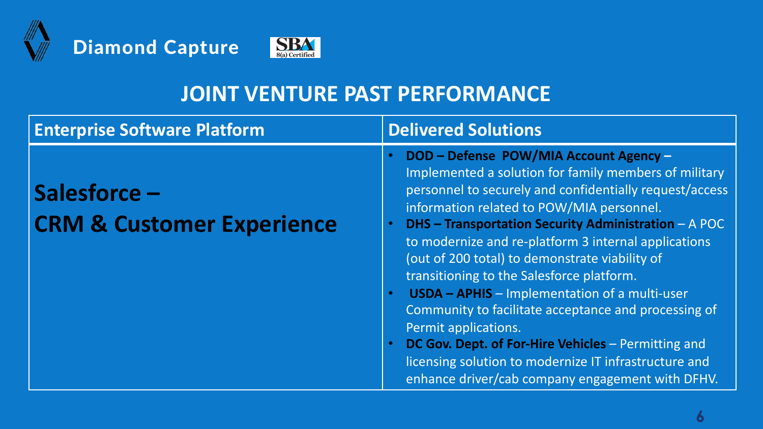Diamond Capture

SBA 8(a) Certified

# JOINT VENTURE PAST PERFORMANCE

| Enterprise Software Platform | Delivered Solutions |
| --- | --- |
| **Salesforce – CRM & Customer Experience** | • **DOD – Defense POW/MIA Account Agency –** Implemented a solution for family members of military personnel to securely and confidentially request/access information related to POW/MIA personnel.<br>• **DHS – Transportation Security Administration** – A POC to modernize and re-platform 3 internal applications (out of 200 total) to demonstrate viability of transitioning to the Salesforce platform.<br>• **USDA – APHIS** – Implementation of a multi-user Community to facilitate acceptance and processing of Permit applications.<br>• **DC Gov. Dept. of For-Hire Vehicles** – Permitting and licensing solution to modernize IT infrastructure and enhance driver/cab company engagement with DFHV. |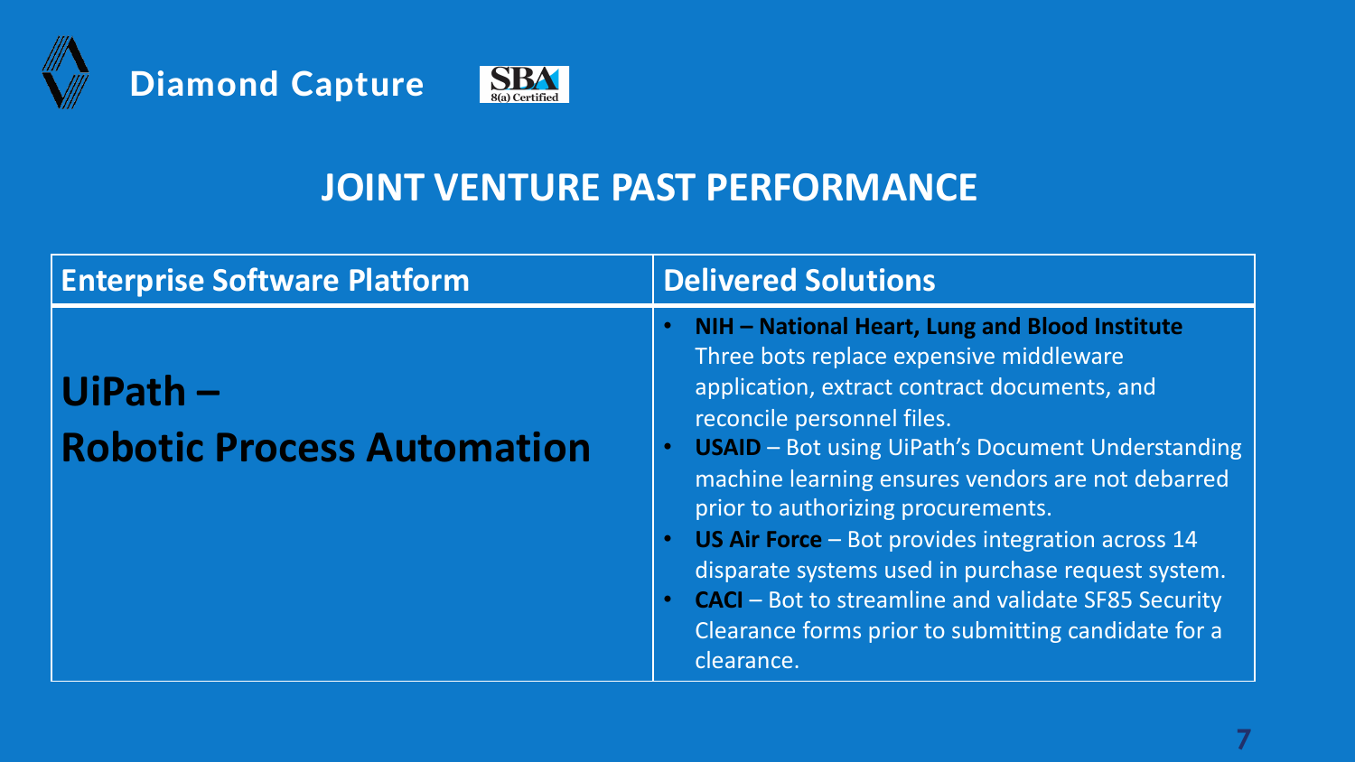Diamond Capture — SBA 8(a) Certified

# JOINT VENTURE PAST PERFORMANCE

| Enterprise Software Platform | Delivered Solutions |
| --- | --- |
| **UiPath – Robotic Process Automation** | • **NIH – National Heart, Lung and Blood Institute** Three bots replace expensive middleware application, extract contract documents, and reconcile personnel files.<br>• **USAID** – Bot using UiPath's Document Understanding machine learning ensures vendors are not debarred prior to authorizing procurements.<br>• **US Air Force** – Bot provides integration across 14 disparate systems used in purchase request system.<br>• **CACI** – Bot to streamline and validate SF85 Security Clearance forms prior to submitting candidate for a clearance. |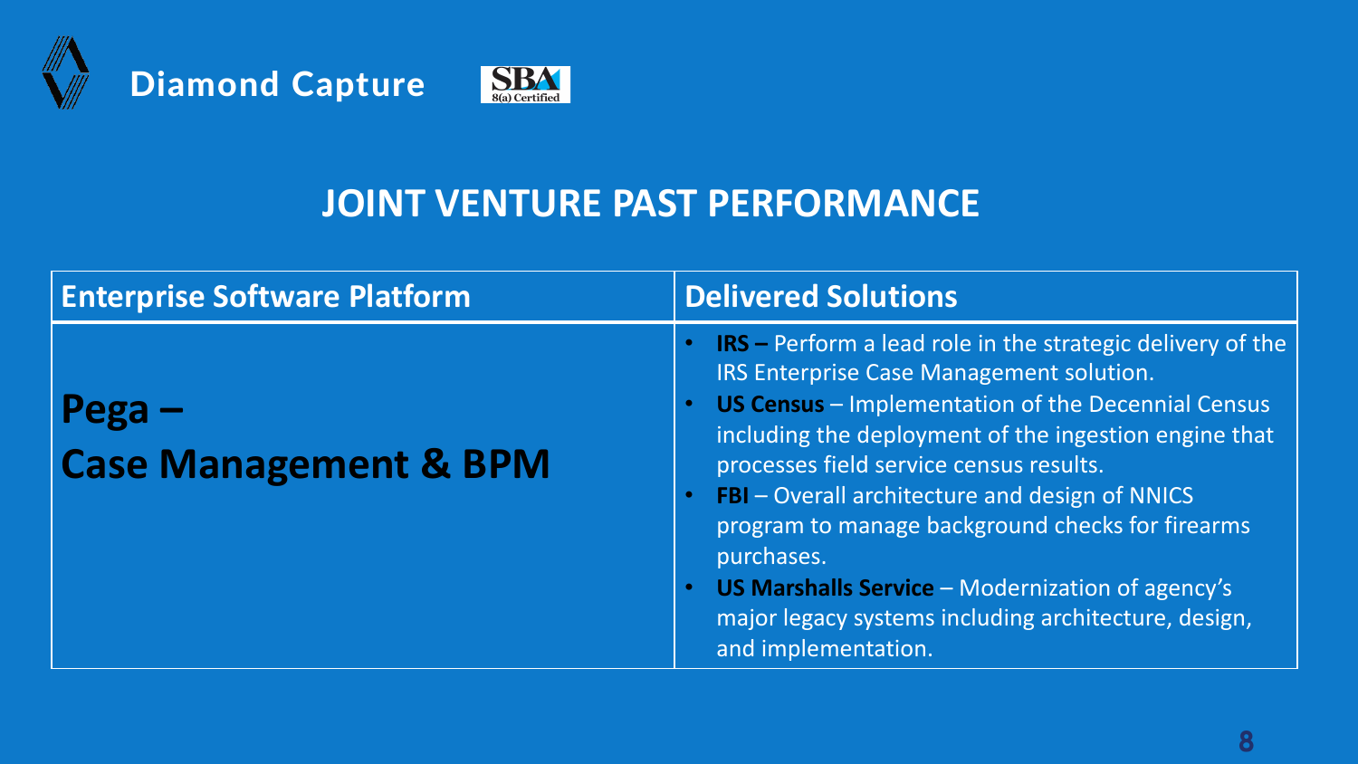Diamond Capture

SBA 8(a) Certified

# JOINT VENTURE PAST PERFORMANCE

| Enterprise Software Platform | Delivered Solutions |
| --- | --- |
| **Pega – Case Management & BPM** | • **IRS –** Perform a lead role in the strategic delivery of the IRS Enterprise Case Management solution.<br>• **US Census** – Implementation of the Decennial Census including the deployment of the ingestion engine that processes field service census results.<br>• **FBI** – Overall architecture and design of NNICS program to manage background checks for firearms purchases.<br>• **US Marshalls Service** – Modernization of agency's major legacy systems including architecture, design, and implementation. |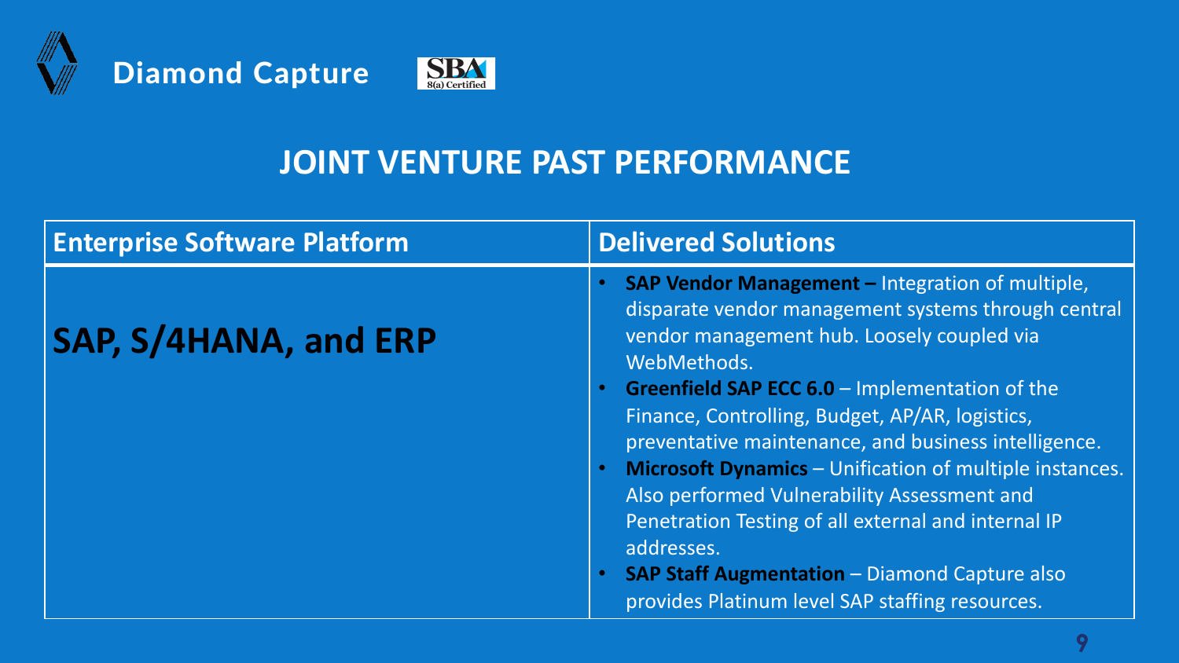Diamond Capture

SBA 8(a) Certified

# JOINT VENTURE PAST PERFORMANCE

| Enterprise Software Platform | Delivered Solutions |
| --- | --- |
| **SAP, S/4HANA, and ERP** | • **SAP Vendor Management –** Integration of multiple, disparate vendor management systems through central vendor management hub. Loosely coupled via WebMethods.<br>• **Greenfield SAP ECC 6.0** – Implementation of the Finance, Controlling, Budget, AP/AR, logistics, preventative maintenance, and business intelligence.<br>• **Microsoft Dynamics** – Unification of multiple instances. Also performed Vulnerability Assessment and Penetration Testing of all external and internal IP addresses.<br>• **SAP Staff Augmentation** – Diamond Capture also provides Platinum level SAP staffing resources. |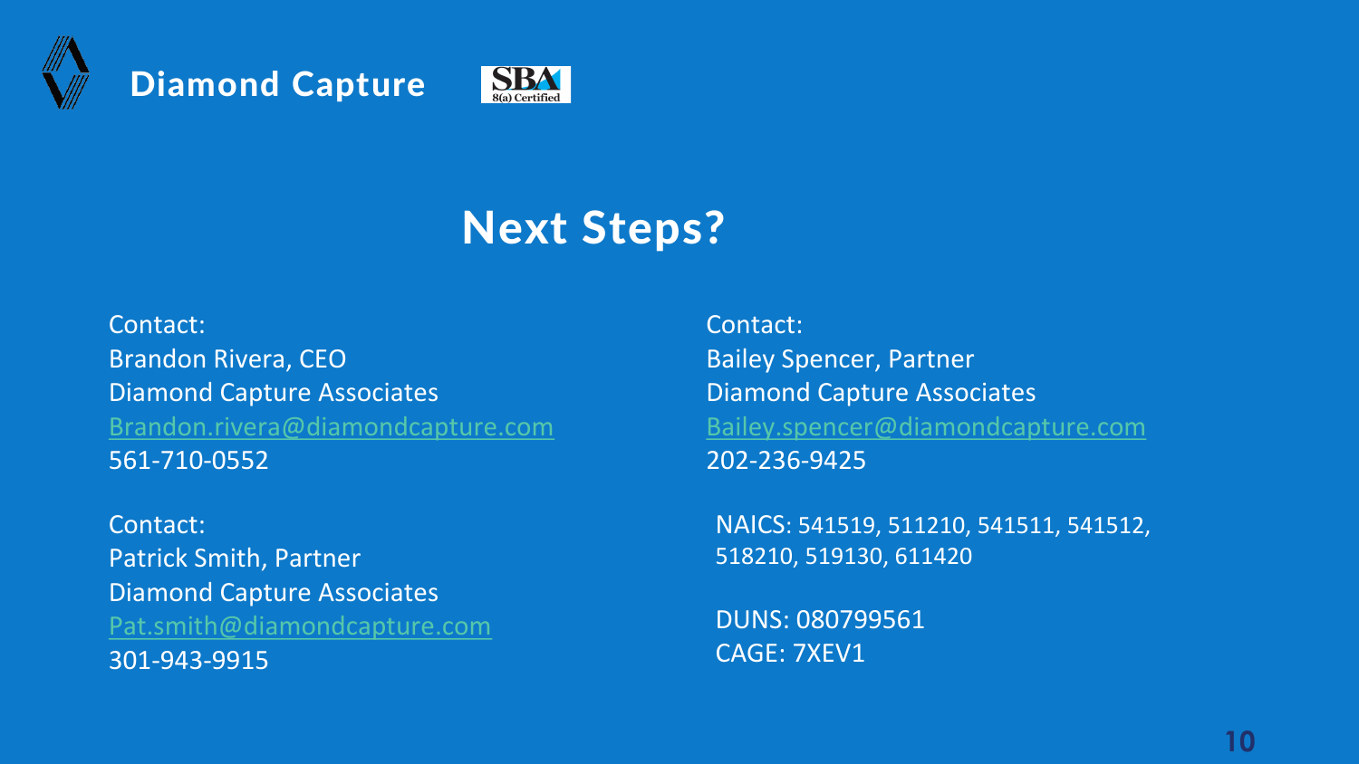Diamond Capture

# Next Steps?

Contact:
Brandon Rivera, CEO
Diamond Capture Associates
Brandon.rivera@diamondcapture.com
561-710-0552

Contact:
Patrick Smith, Partner
Diamond Capture Associates
Pat.smith@diamondcapture.com
301-943-9915

Contact:
Bailey Spencer, Partner
Diamond Capture Associates
Bailey.spencer@diamondcapture.com
202-236-9425

NAICS: 541519, 511210, 541511, 541512, 518210, 519130, 611420

DUNS: 080799561
CAGE: 7XEV1